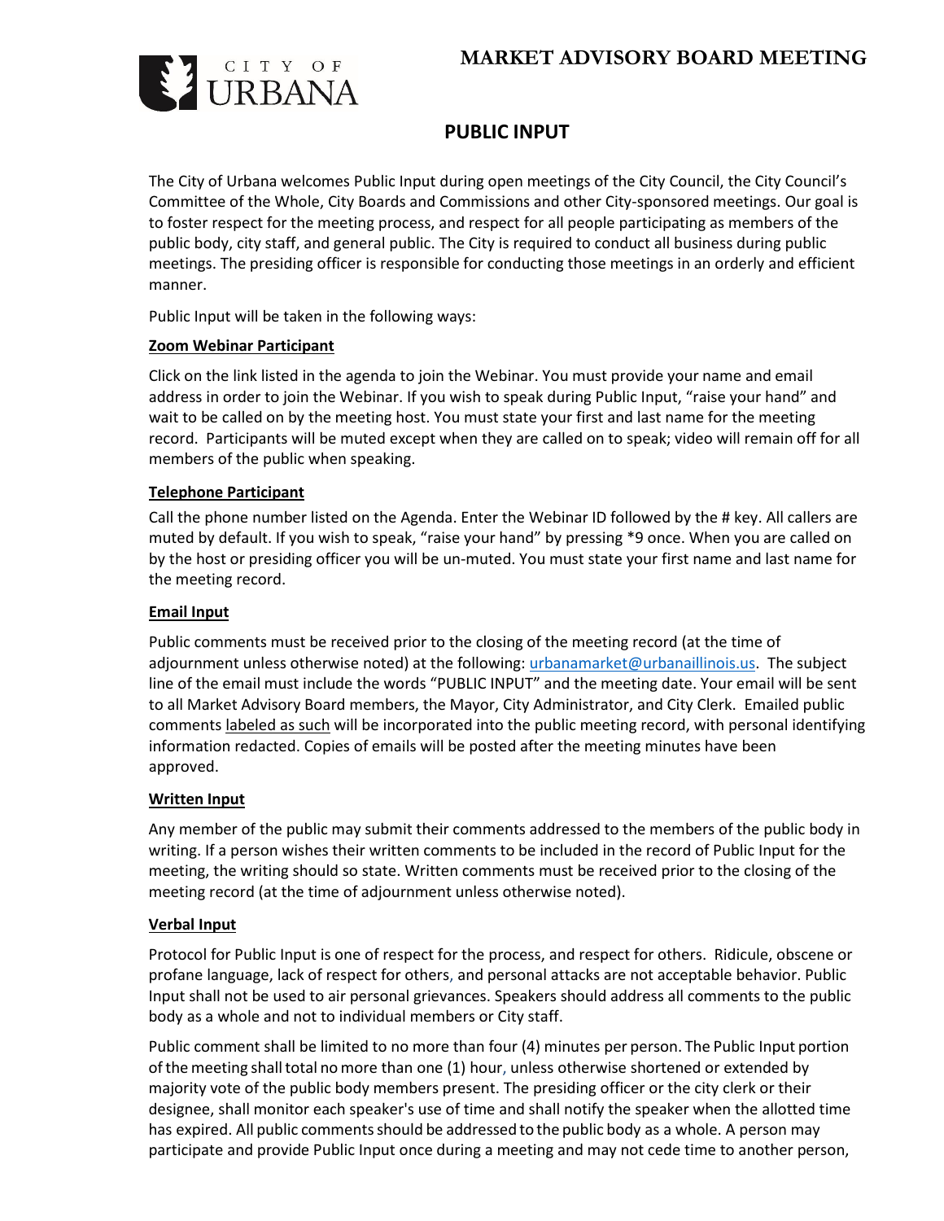# MARKET ADVISORY BOARD MEETING

## PUBLIC INPUT

The City of Urbana welcomes Public Input during open meetings of the City Council, the City Council's Committee of the Whole, City Boards and Commissions and other City-sponsored meetings. Our goal is to foster respect for the meeting process, and respect for all people participating as members of the public body, city staff, and general public. The City is required to conduct all business during public meetings. The presiding officer is responsible for conducting those meetings in an orderly and efficient manner.

Public Input will be taken in the following ways:

**Zoom Webinar Participant**

Click on the link listed in the agenda to join the Webinar. You must provide your name and email address in order to join the Webinar. If you wish to speak during Public Input, "raise your hand" and wait to be called on by the meeting host. You must state your first and last name for the meeting record. Participants will be muted except when they are called on to speak; video will remain off for all members of the public when speaking.

**Telephone Participant**

Call the phone number listed on the Agenda. Enter the Webinar ID followed by the # key. All callers are muted by default. If you wish to speak, "raise your hand" by pressing *9 once. When you are called on by the host or presiding officer you will be un-muted. You must state your first name and last name for the meeting record.

**Email Input**

Public comments must be received prior to the closing of the meeting record (at the time of adjournment unless otherwise noted) at the following: urbanamarket@urbanaillinois.us. The subject line of the email must include the words "PUBLIC INPUT" and the meeting date. Your email will be sent to all Market Advisory Board members, the Mayor, City Administrator, and City Clerk. Emailed public comments labeled as such will be incorporated into the public meeting record, with personal identifying information redacted. Copies of emails will be posted after the meeting minutes have been approved.

**Written Input**

Any member of the public may submit their comments addressed to the members of the public body in writing. If a person wishes their written comments to be included in the record of Public Input for the meeting, the writing should so state. Written comments must be received prior to the closing of the meeting record (at the time of adjournment unless otherwise noted).

**Verbal Input**

Protocol for Public Input is one of respect for the process, and respect for others. Ridicule, obscene or profane language, lack of respect for others, and personal attacks are not acceptable behavior. Public Input shall not be used to air personal grievances. Speakers should address all comments to the public body as a whole and not to individual members or City staff.

Public comment shall be limited to no more than four (4) minutes per person. The Public Input portion of the meeting shall total no more than one (1) hour, unless otherwise shortened or extended by majority vote of the public body members present. The presiding officer or the city clerk or their designee, shall monitor each speaker's use of time and shall notify the speaker when the allotted time has expired. All public comments should be addressed to the public body as a whole. A person may participate and provide Public Input once during a meeting and may not cede time to another person,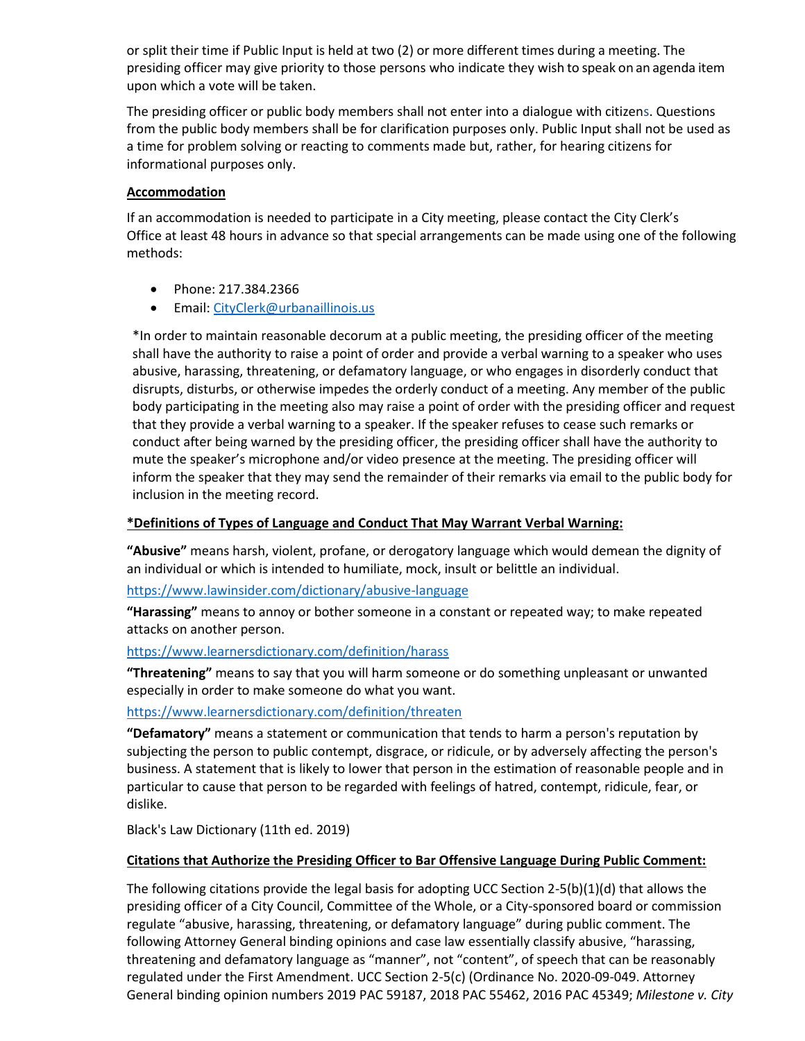or split their time if Public Input is held at two (2) or more different times during a meeting. The presiding officer may give priority to those persons who indicate they wish to speak on an agenda item upon which a vote will be taken.

The presiding officer or public body members shall not enter into a dialogue with citizens. Questions from the public body members shall be for clarification purposes only. Public Input shall not be used as a time for problem solving or reacting to comments made but, rather, for hearing citizens for informational purposes only.

**Accommodation**

If an accommodation is needed to participate in a City meeting, please contact the City Clerk's Office at least 48 hours in advance so that special arrangements can be made using one of the following methods:

- Phone: 217.384.2366
- Email: CityClerk@urbanaillinois.us

*In order to maintain reasonable decorum at a public meeting, the presiding officer of the meeting shall have the authority to raise a point of order and provide a verbal warning to a speaker who uses abusive, harassing, threatening, or defamatory language, or who engages in disorderly conduct that disrupts, disturbs, or otherwise impedes the orderly conduct of a meeting. Any member of the public body participating in the meeting also may raise a point of order with the presiding officer and request that they provide a verbal warning to a speaker. If the speaker refuses to cease such remarks or conduct after being warned by the presiding officer, the presiding officer shall have the authority to mute the speaker's microphone and/or video presence at the meeting. The presiding officer will inform the speaker that they may send the remainder of their remarks via email to the public body for inclusion in the meeting record.

**\*Definitions of Types of Language and Conduct That May Warrant Verbal Warning:**

**"Abusive"** means harsh, violent, profane, or derogatory language which would demean the dignity of an individual or which is intended to humiliate, mock, insult or belittle an individual.

https://www.lawinsider.com/dictionary/abusive-language

**"Harassing"** means to annoy or bother someone in a constant or repeated way; to make repeated attacks on another person.

https://www.learnersdictionary.com/definition/harass

**"Threatening"** means to say that you will harm someone or do something unpleasant or unwanted especially in order to make someone do what you want.

https://www.learnersdictionary.com/definition/threaten

**"Defamatory"** means a statement or communication that tends to harm a person's reputation by subjecting the person to public contempt, disgrace, or ridicule, or by adversely affecting the person's business. A statement that is likely to lower that person in the estimation of reasonable people and in particular to cause that person to be regarded with feelings of hatred, contempt, ridicule, fear, or dislike.

Black's Law Dictionary (11th ed. 2019)

**Citations that Authorize the Presiding Officer to Bar Offensive Language During Public Comment:**

The following citations provide the legal basis for adopting UCC Section 2-5(b)(1)(d) that allows the presiding officer of a City Council, Committee of the Whole, or a City-sponsored board or commission regulate "abusive, harassing, threatening, or defamatory language" during public comment. The following Attorney General binding opinions and case law essentially classify abusive, "harassing, threatening and defamatory language as "manner", not "content", of speech that can be reasonably regulated under the First Amendment. UCC Section 2-5(c) (Ordinance No. 2020-09-049. Attorney General binding opinion numbers 2019 PAC 59187, 2018 PAC 55462, 2016 PAC 45349; *Milestone v. City*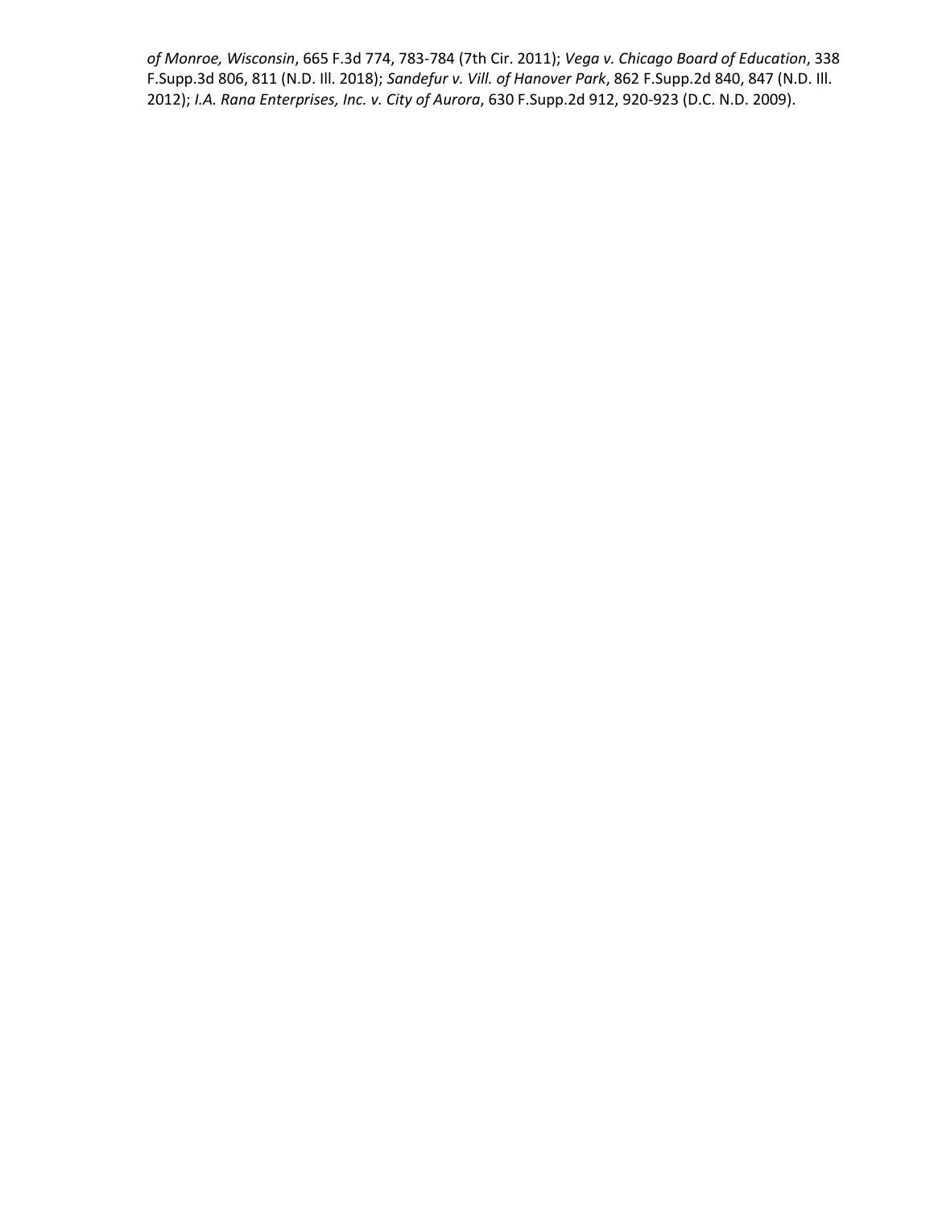*of Monroe, Wisconsin*, 665 F.3d 774, 783-784 (7th Cir. 2011); *Vega v. Chicago Board of Education*, 338 F.Supp.3d 806, 811 (N.D. Ill. 2018); *Sandefur v. Vill. of Hanover Park*, 862 F.Supp.2d 840, 847 (N.D. Ill. 2012); *I.A. Rana Enterprises, Inc. v. City of Aurora*, 630 F.Supp.2d 912, 920-923 (D.C. N.D. 2009).